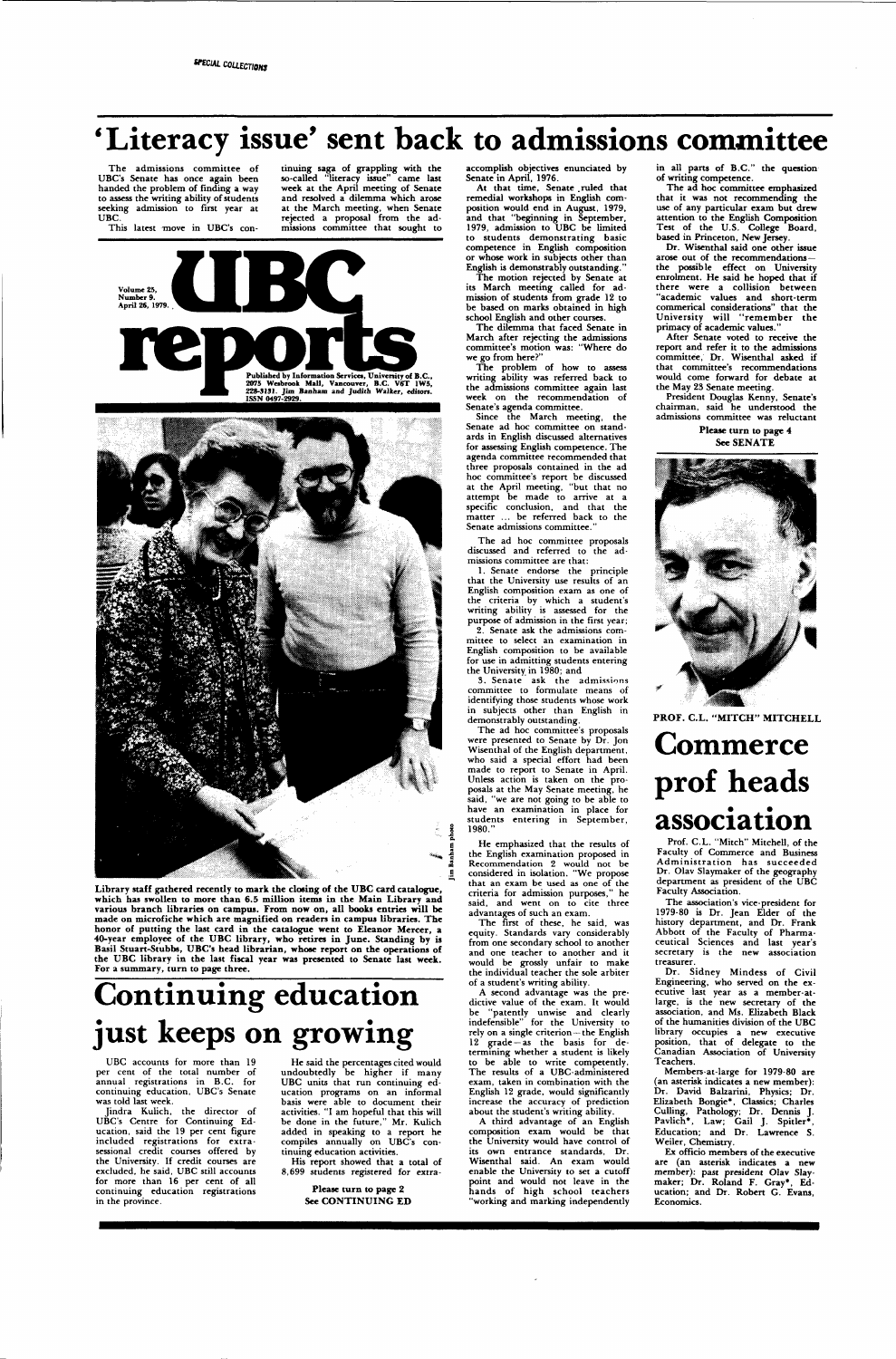SPECIAL COLLECTIONS

# 'Literacy issue' sent back to admissions committee

The admissions committee of UBC's Senate has once again been handed the problem of finding a way to assess the writing ability of students seeking admission to first year at UBC.

This latest move in UBC's continuing saga of grappling with the so-called "literacy issue" came last week at the April meeting of Senate and resolved a dilemma which arose at the March meeting, when Senate rejected a proposal from the admissions committee that sought to accomplish objectives enunciated by Senate in April, 1976.

At that time, Senate ruled that remedial workshops in English composition would end in August, 1979, and that "beginning in September, 1979, admission to UBC be limited to students demonstrating basic competence in English composition or whose work in subjects other than English is demonstrably outstanding."

The motion rejected by Senate at its March meeting called for admission of students from grade 12 to be based on marks obtained in high school English and other courses.

The dilemma that faced Senate in March after rejecting the admissions committee's motion was: "Where do we go from here?"

The problem of how to assess writing ability was referred back to the admissions committee again last week on the recommendation of Senate's agenda committee.

Since the March meeting, the Senate ad hoc committee on standards in English discussed alternatives for assessing English competence. The agenda committee recommended that three proposals contained in the ad hoc committee's report be discussed at the April meeting, "but that no attempt be made to arrive at a specific conclusion, and that the matter ... be referred back to the Senate admissions committee."

The ad hoc committee proposals discussed and referred to the admissions committee are that:

1. Senate endorse the principle that the University use results of an English composition exam as one of the criteria by which a student's writing ability is assessed for the purpose of admission in the first year;

2. Senate ask the admissions committee to select an examination in English composition to be available for use in admitting students entering the University in 1980; and

3. Senate ask the admissions committee to formulate means of identifying those students whose work in subjects other than English in demonstrably outstanding.

The ad hoc committee's proposals were presented to Senate by Dr. Jon Wisenthal of the English department, who said a special effort had been made to report to Senate in April. Unless action is taken on the proposals at the May Senate meeting, he said, "we are not going to be able to have an examination in place for students entering in September, 1980."

He emphasized that the results of the English examination proposed in Recommendation 2 would not be considered in isolation. "We propose that an exam be used as one of the criteria for admission purposes," he said, and went on to cite three advantages of such an exam.

The first of these, he said, was equity. Standards vary considerably from one secondary school to another and one teacher to another and it would be grossly unfair to make the individual teacher the sole arbiter of a student's writing ability.

A second advantage was the predictive value of the exam. It would be "patently unwise and clearly indefensible" for the University to rely on a single criterion — the English 12 grade — as the basis for determining whether a student is likely to be able to write competently. The results of a UBC-administered exam, taken in combination with the English 12 grade, would significantly increase the accuracy of prediction about the student's writing ability.

A third advantage of an English composition exam would be that the University would have control of its own entrance standards, Dr. Wisenthal said. An exam would enable the University to set a cutoff point and would not leave in the hands of high school teachers "working and marking independently in all parts of B.C." the question of writing competence.

The ad hoc committee emphasized that it was not recommending the use of any particular exam but drew attention to the English Composition Test of the U.S. College Board, based in Princeton, New Jersey.

Dr. Wisenthal said one other issue arose out of the recommendations — the possible effect on University enrolment. He said he hoped that if there were a collision between "academic values and short-term commerical considerations" that the University will "remember the primacy of academic values."

After Senate voted to receive the report and refer it to the admissions committee, Dr. Wisenthal asked if that committee's recommendations would come forward for debate at the May 23 Senate meeting.

President Douglas Kenny, Senate's chairman, said he understood the admissions committee was reluctant

**Please turn to page 4**
**See SENATE**

# UBC reports

Volume 25, Number 9. April 26, 1979.

Published by Information Services, University of B.C., 2075 Wesbrook Mall, Vancouver, B.C. V6T 1W5, 228-3131. Jim Banham and Judith Walker, editors. ISSN 0497-2929.

Jim Banham photo

Library staff gathered recently to mark the closing of the UBC card catalogue, which has swollen to more than 6.5 million items in the Main Library and various branch libraries on campus. From now on, all books entries will be made on microfiche which are magnified on readers in campus libraries. The honor of putting the last card in the catalogue went to Eleanor Mercer, a 40-year employee of the UBC library, who retires in June. Standing by is Basil Stuart-Stubbs, UBC's head librarian, whose report on the operations of the UBC library in the last fiscal year was presented to Senate last week. For a summary, turn to page three.

# Continuing education just keeps on growing

UBC accounts for more than 19 per cent of the total number of annual registrations in B.C. for continuing education, UBC's Senate was told last week.

Jindra Kulich, the director of UBC's Centre for Continuing Education, said the 19 per cent figure included registrations for extra-sessional credit courses offered by the University. If credit courses are excluded, he said, UBC still accounts for more than 16 per cent of all continuing education registrations in the province.

He said the percentages cited would undoubtedly be higher if many UBC units that run continuing education programs on an informal basis were able to document their activities. "I am hopeful that this will be done in the future," Mr. Kulich added in speaking to a report he compiles annually on UBC's continuing education activities.

His report showed that a total of 8,699 students registered for extra-

**Please turn to page 2**
**See CONTINUING ED**

PROF. C.L. "MITCH" MITCHELL

# Commerce prof heads association

Prof. C.L. "Mitch" Mitchell, of the Faculty of Commerce and Business Administration has succeeded Dr. Olav Slaymaker of the geography department as president of the UBC Faculty Association.

The association's vice-president for 1979-80 is Dr. Jean Elder of the history department, and Dr. Frank Abbott of the Faculty of Pharmaceutical Sciences and last year's secretary is the new association treasurer.

Dr. Sidney Mindess of Civil Engineering, who served on the executive last year as a member-at-large, is the new secretary of the association, and Ms. Elizabeth Black of the humanities division of the UBC library occupies a new executive position, that of delegate to the Canadian Association of University Teachers.

Members-at-large for 1979-80 are (an asterisk indicates a new member): Dr. David Balzarini, Physics; Dr. Elizabeth Bongie*, Classics; Charles Culling, Pathology; Dr. Dennis J. Pavlich*, Law; Gail J. Spitler*, Education; and Dr. Lawrence S. Weiler, Chemistry.

Ex officio members of the executive are (an asterisk indicates a new member): past president Olav Slaymaker; Dr. Roland F. Gray*, Education; and Dr. Robert G. Evans, Economics.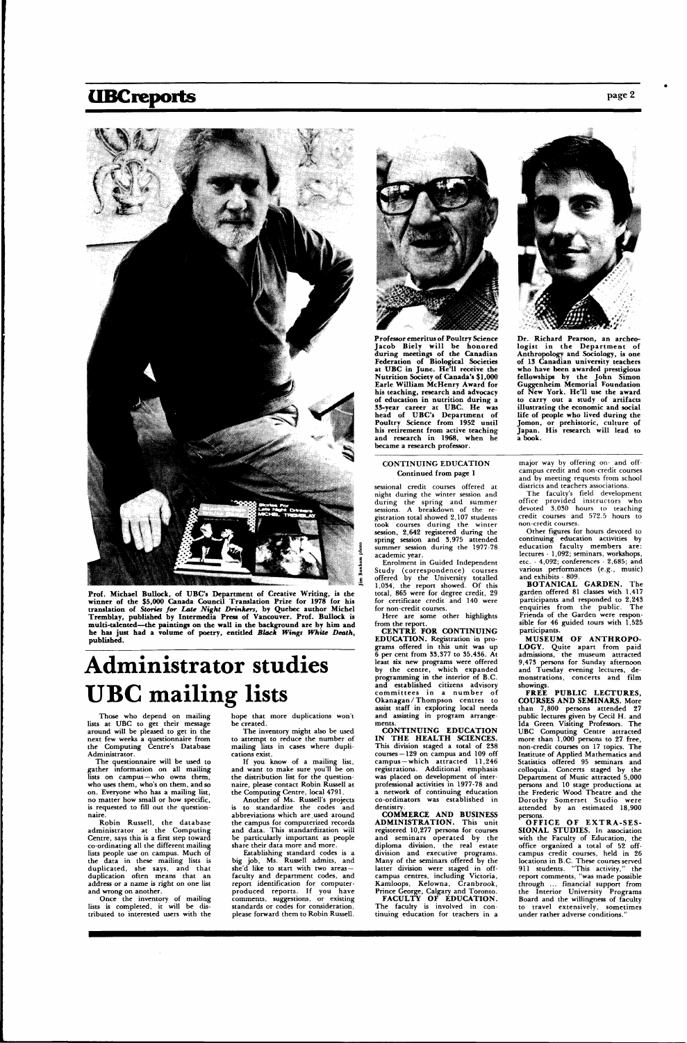Prof. Michael Bullock, of UBC's Department of Creative Writing, is the winner of the $5,000 Canada Council Translation Prize for 1978 for his translation of *Stories for Late Night Drinkers*, by Quebec author Michel Tremblay, published by Intermedia Press of Vancouver. Prof. Bullock is multi-talented—the paintings on the wall in the background are by him and he has just had a volume of poetry, entitled *Black Wings White Death*, published.

Professor emeritus of Poultry Science Jacob Biely will be honored during meetings of the Canadian Federation of Biological Societies at UBC in June. He'll receive the Nutrition Society of Canada's $1,000 Earle William McHenry Award for his teaching, research and advocacy of education in nutrition during a 35-year career at UBC. He was head of UBC's Department of Poultry Science from 1952 until his retirement from active teaching and research in 1968, when he became a research professor.

Dr. Richard Pearson, an archeologist in the Department of Anthropology and Sociology, is one of 13 Canadian university teachers who have been awarded prestigious fellowships by the John Simon Guggenheim Memorial Foundation of New York. He'll use the award to carry out a study of artifacts illustrating the economic and social life of people who lived during the Jomon, or prehistoric, culture of Japan. His research will lead to a book.

# Administrator studies UBC mailing lists

Those who depend on mailing lists at UBC to get their message around will be pleased to get in the next few weeks a questionnaire from the Computing Centre's Database Administrator.

The questionnaire will be used to gather information on all mailing lists on campus—who owns them, who uses them, who's on them, and so on. Everyone who has a mailing list, no matter how small or how specific, is requested to fill out the questionnaire.

Robin Russell, the database administrator at the Computing Centre, says this is a first step toward co-ordinating all the different mailing lists people use on campus. Much of the data in these mailing lists is duplicated, she says, and that duplication often means that an address or a name is right on one list and wrong on another.

Once the inventory of mailing lists is completed, it will be distributed to interested users with the hope that more duplications won't be created.

The inventory might also be used to attempt to reduce the number of mailing lists in cases where duplications exist.

If you know of a mailing list, and want to make sure you'll be on the distribution list for the questionnaire, please contact Robin Russell at the Computing Centre, local 4791.

Another of Ms. Russell's projects is to standardize the codes and abbreviations which are used around the campus for computerized records and data. This standardization will be particularly important as people share their data more and more.

Establishing standard codes is a big job, Ms. Russell admits, and she'd like to start with two areas—faculty and department codes, and report identification for computer-produced reports. If you have comments, suggestions, or existing standards or codes for consideration, please forward them to Robin Russell.

## CONTINUING EDUCATION
Continued from page 1

sessional credit courses offered at night during the winter session and during the spring and summer sessions. A breakdown of the registration total showed 2,107 students took courses during the winter session, 2,642 registered during the spring session and 3,975 attended summer session during the 1977-78 academic year.

Enrolment in Guided Independent Study (correspondence) courses offered by the University totalled 1,034, the report showed. Of this total, 865 were for degree credit, 29 for certificate credit and 140 were for non-credit courses.

Here are some other highlights from the report.

**CENTRE FOR CONTINUING EDUCATION.** Registration in programs offered in this unit was up 6 per cent from 33,377 to 35,436. At least six new programs were offered by the centre, which expanded programming in the interior of B.C. and established citizens advisory committees in a number of Okanagan/Thompson centres to assist staff in exploring local needs and assisting in program arrangements.

**CONTINUING EDUCATION IN THE HEALTH SCIENCES.** This division staged a total of 238 courses—129 on campus and 109 off campus—which attracted 11,246 registrations. Additional emphasis was placed on development of inter-professional activities in 1977-78 and a network of continuing education co-ordinators was established in dentistry.

**COMMERCE AND BUSINESS ADMINISTRATION.** This unit registered 10,277 persons for courses and seminars operated by the diploma division, the real estate division and executive programs. Many of the seminars offered by the latter division were staged in off-campus centres, including Victoria, Kamloops, Kelowna, Cranbrook, Prince George, Calgary and Toronto.

**FACULTY OF EDUCATION.** The faculty is involved in continuing education for teachers in a major way by offering on- and off-campus credit and non-credit courses and by meeting requests from school districts and teachers associations.

The faculty's field development office provided instructors who devoted 3,030 hours to teaching credit courses and 572.5 hours to non-credit courses.

Other figures for hours devoted to continuing education activities by education faculty members are: lectures - 1,092; seminars, workshops, etc. - 4,092; conferences - 2,685; and various performances (e.g., music) and exhibits - 809.

**BOTANICAL GARDEN.** The garden offered 81 classes with 1,417 participants and responded to 2,243 enquiries from the public. The Friends of the Garden were responsible for 46 guided tours with 1,525 participants.

**MUSEUM OF ANTHROPOLOGY.** Quite apart from paid admissions, the museum attracted 9,473 persons for Sunday afternoon and Tuesday evening lectures, demonstrations, concerts and film showings.

**FREE PUBLIC LECTURES, COURSES AND SEMINARS.** More than 7,800 persons attended 27 public lectures given by Cecil H. and Ida Green Visiting Professors. The UBC Computing Centre attracted more than 1,000 persons to 27 free, non-credit courses on 17 topics. The Institute of Applied Mathematics and Statistics offered 95 seminars and colloquia. Concerts staged by the Department of Music attracted 5,000 persons and 10 stage productions at the Frederic Wood Theatre and the Dorothy Somerset Studio were attended by an estimated 18,900 persons.

**OFFICE OF EXTRA-SESSIONAL STUDIES.** In association with the Faculty of Education, the office organized a total of 52 off-campus credit courses, held in 26 locations in B.C. These courses served 911 students. "This activity," the report comments, "was made possible through ... financial support from the Interior University Programs Board and the willingness of faculty to travel extensively, sometimes under rather adverse conditions."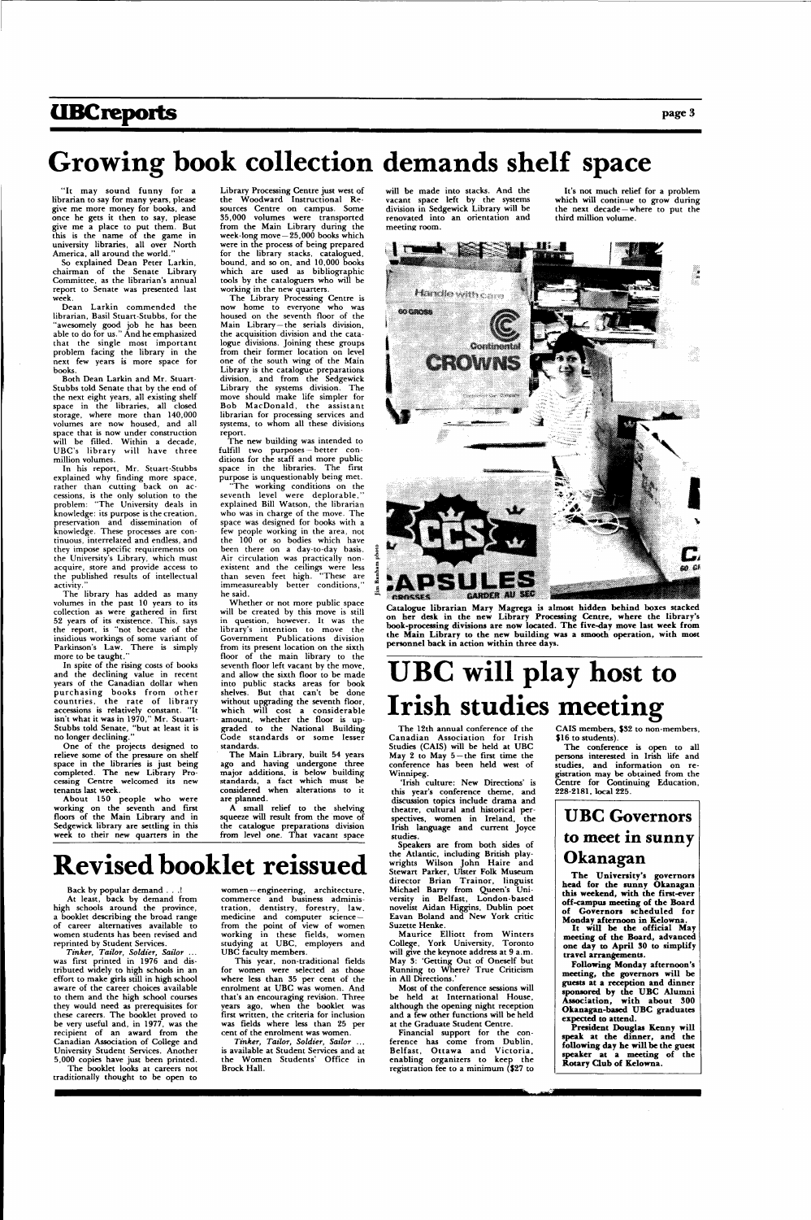# Growing book collection demands shelf space

"It may sound funny for a librarian to say for many years, please give me more money for books, and once he gets it then to say, please give me a place to put them. But this is the name of the game in university libraries, all over North America, all around the world."

So explained Dean Peter Larkin, chairman of the Senate Library Committee, as the librarian's annual report to Senate was presented last week.

Dean Larkin commended the librarian, Basil Stuart-Stubbs, for the "awesomely good job he has been able to do for us." And he emphasized that the single most important problem facing the library in the next few years is more space for books.

Both Dean Larkin and Mr. Stuart-Stubbs told Senate that by the end of the next eight years, all existing shelf space in the libraries, all closed storage, where more than 140,000 volumes are now housed, and all space that is now under construction will be filled. Within a decade, UBC's library will have three million volumes.

In his report, Mr. Stuart-Stubbs explained why finding more space, rather than cutting back on accessions, is the only solution to the problem: "The University deals in knowledge: its purpose is the creation, preservation and dissemination of knowledge. These processes are continuous, interrelated and endless, and they impose specific requirements on the University's Library, which must acquire, store and provide access to the published results of intellectual activity."

The library has added as many volumes in the past 10 years to its collection as were gathered in first 52 years of its existence. This, says the report, is "not because of the insidious workings of some variant of Parkinson's Law. There is simply more to be taught."

In spite of the rising costs of books and the declining value in recent years of the Canadian dollar when purchasing books from other countries, the rate of library accessions is relatively constant. "It isn't what it was in 1970," Mr. Stuart-Stubbs told Senate, "but at least it is no longer declining."

One of the projects designed to relieve some of the pressure on shelf space in the libraries is just being completed. The new Library Processing Centre welcomed its new tenants last week.

About 150 people who were working on the seventh and first floors of the Main Library and in Sedgewick library are settling in this week to their new quarters in the Library Processing Centre just west of the Woodward Instructional Resources Centre on campus. Some 35,000 volumes were transported from the Main Library during the week-long move — 25,000 books which were in the process of being prepared for the library stacks, catalogued, bound, and so on, and 10,000 books which are used as bibliographic tools by the cataloguers who will be working in the new quarters.

The Library Processing Centre is now home to everyone who was housed on the seventh floor of the Main Library — the serials division, the acquisition division and the catalogue divisions. Joining these groups from their former location on level one of the south wing of the Main Library is the catalogue preparations division, and from the Sedgewick Library the systems division. The move should make life simpler for Bob MacDonald, the assistant librarian for processing services and systems, to whom all these divisions report.

The new building was intended to fulfill two purposes — better conditions for the staff and more public space in the libraries. The first purpose is unquestionably being met.

"The working conditions on the seventh level were deplorable," explained Bill Watson, the librarian who was in charge of the move. The space was designed for books with a few people working in the area, not the 100 or so bodies which have been there on a day-to-day basis. Air circulation was practically nonexistent and the ceilings were less than seven feet high. "These are immeasureably better conditions," he said.

Whether or not more public space will be created by this move is still in question, however. It was the library's intention to move the Government Publications division from its present location on the sixth floor of the main library to the seventh floor left vacant by the move, and allow the sixth floor to be made into public stacks areas for book shelves. But that can't be done without upgrading the seventh floor, which will cost a considerable amount, whether the floor is upgraded to the National Building Code standards or some lesser standards.

The Main Library, built 54 years ago and having undergone three major additions, is below building standards, a fact which must be considered when alterations to it are planned.

A small relief to the shelving squeeze will result from the move of the catalogue preparations division from level one. That vacant space will be made into stacks. And the vacant space left by the systems division in Sedgewick Library will be renovated into an orientation and meeting room.

It's not much relief for a problem which will continue to grow during the next decade — where to put the third million volume.

Jim Banham photo

**Catalogue librarian Mary Magrega is almost hidden behind boxes stacked on her desk in the new Library Processing Centre, where the library's book-processing divisions are now located. The five-day move last week from the Main Library to the new building was a smooth operation, with most personnel back in action within three days.**

# Revised booklet reissued

Back by popular demand . . .!

At least, back by demand from high schools around the province, a booklet describing the broad range of career alternatives available to women students has been revised and reprinted by Student Services.

*Tinker, Tailor, Soldier, Sailor* ... was first printed in 1976 and distributed widely to high schools in an effort to make girls still in high school aware of the career choices available to them and the high school courses they would need as prerequisites for these careers. The booklet proved to be very useful and, in 1977, was the recipient of an award from the Canadian Association of College and University Student Services. Another 5,000 copies have just been printed.

The booklet looks at careers not traditionally thought to be open to women — engineering, architecture, commerce and business administration, dentistry, forestry, law, medicine and computer science — from the point of view of women working in these fields, women studying at UBC, employers and UBC faculty members.

This year, non-traditional fields for women were selected as those where less than 35 per cent of the enrolment at UBC was women. And that's an encouraging revision. Three years ago, when the booklet was first written, the criteria for inclusion was fields where less than 25 per cent of the enrolment was women.

*Tinker, Tailor, Soldier, Sailor* ... is available at Student Services and at the Women Students' Office in Brock Hall.

# UBC will play host to Irish studies meeting

The 12th annual conference of the Canadian Association for Irish Studies (CAIS) will be held at UBC May 2 to May 5 — the first time the conference has been held west of Winnipeg.

'Irish culture: New Directions' is this year's conference theme, and discussion topics include drama and theatre, cultural and historical perspectives, women in Ireland, the Irish language and current Joyce studies.

Speakers are from both sides of the Atlantic, including British playwrights Wilson John Haire and Stewart Parker, Ulster Folk Museum director Brian Trainor, linguist Michael Barry from Queen's University in Belfast, London-based novelist Aidan Higgins, Dublin poet Eavan Boland and New York critic Suzette Henke.

Maurice Elliott from Winters College, York University, Toronto will give the keynote address at 9 a.m. May 3: 'Getting Out of Oneself but Running to Where? True Criticism in All Directions.'

Most of the conference sessions will be held at International House, although the opening night reception and a few other functions will be held at the Graduate Student Centre.

Financial support for the conference has come from Dublin, Belfast, Ottawa and Victoria, enabling organizers to keep the registration fee to a minimum ($27 to CAIS members, $32 to non-members, $16 to students).

The conference is open to all persons interested in Irish life and studies, and information on registration may be obtained from the Centre for Continuing Education, 228-2181, local 225.

## UBC Governors to meet in sunny Okanagan

**The University's governors head for the sunny Okanagan this weekend, with the first-ever off-campus meeting of the Board of Governors scheduled for Monday afternoon in Kelowna.**

**It will be the official May meeting of the Board, advanced one day to April 30 to simplify travel arrangements.**

**Following Monday afternoon's meeting, the governors will be guests at a reception and dinner sponsored by the UBC Alumni Association, with about 300 Okanagan-based UBC graduates expected to attend.**

**President Douglas Kenny will speak at the dinner, and the following day he will be the guest speaker at a meeting of the Rotary Club of Kelowna.**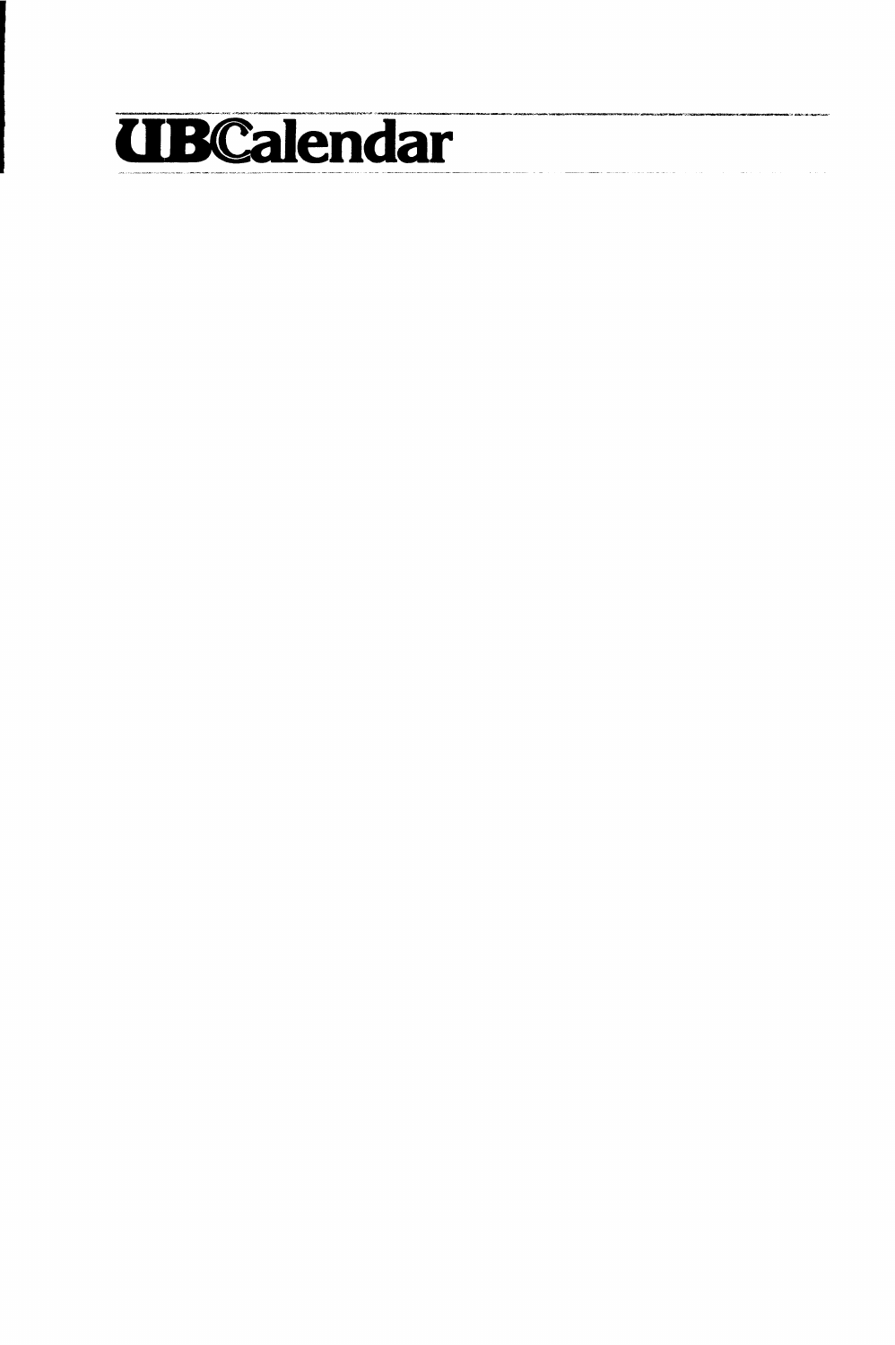# UBCalendar